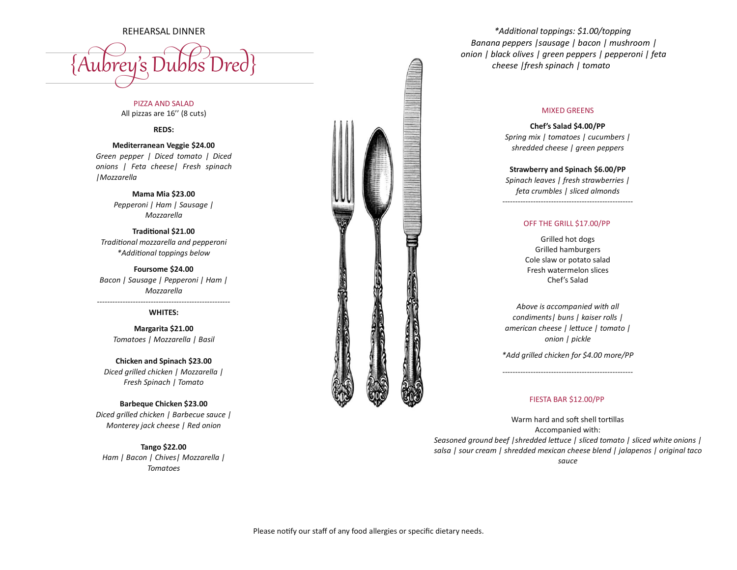REHEARSAL DINNER

# {Aubrey's Dubbs Dred}

## PIZZA AND SALAD

All pizzas are 16'' (8 cuts)

### REDS:

**Mediterranean Veggie $24.00**
*Green pepper | Diced tomato | Diced onions | Feta cheese| Fresh spinach |Mozzarella*

**Mama Mia $23.00**
*Pepperoni | Ham | Sausage | Mozzarella*

**Traditional $21.00**
*Traditional mozzarella and pepperoni*
*\*Additional toppings below*

**Foursome $24.00**
*Bacon | Sausage | Pepperoni | Ham | Mozzarella*

---

### WHITES:

**Margarita $21.00**
*Tomatoes | Mozzarella | Basil*

**Chicken and Spinach $23.00**
*Diced grilled chicken | Mozzarella | Fresh Spinach | Tomato*

**Barbeque Chicken $23.00**
*Diced grilled chicken | Barbecue sauce | Monterey jack cheese | Red onion*

**Tango $22.00**
*Ham | Bacon | Chives| Mozzarella | Tomatoes*

*\*Additional toppings: $1.00/topping*
*Banana peppers |sausage | bacon | mushroom | onion | black olives | green peppers | pepperoni | feta cheese |fresh spinach | tomato*

## MIXED GREENS

**Chef's Salad $4.00/PP**
*Spring mix | tomatoes | cucumbers | shredded cheese | green peppers*

**Strawberry and Spinach $6.00/PP**
*Spinach leaves | fresh strawberries | feta crumbles | sliced almonds*

---

## OFF THE GRILL $17.00/PP

Grilled hot dogs
Grilled hamburgers
Cole slaw or potato salad
Fresh watermelon slices
Chef's Salad

*Above is accompanied with all condiments| buns | kaiser rolls | american cheese | lettuce | tomato | onion | pickle*

*\*Add grilled chicken for $4.00 more/PP*

---

## FIESTA BAR $12.00/PP

Warm hard and soft shell tortillas
Accompanied with:
*Seasoned ground beef |shredded lettuce | sliced tomato | sliced white onions | salsa | sour cream | shredded mexican cheese blend | jalapenos | original taco sauce*

Please notify our staff of any food allergies or specific dietary needs.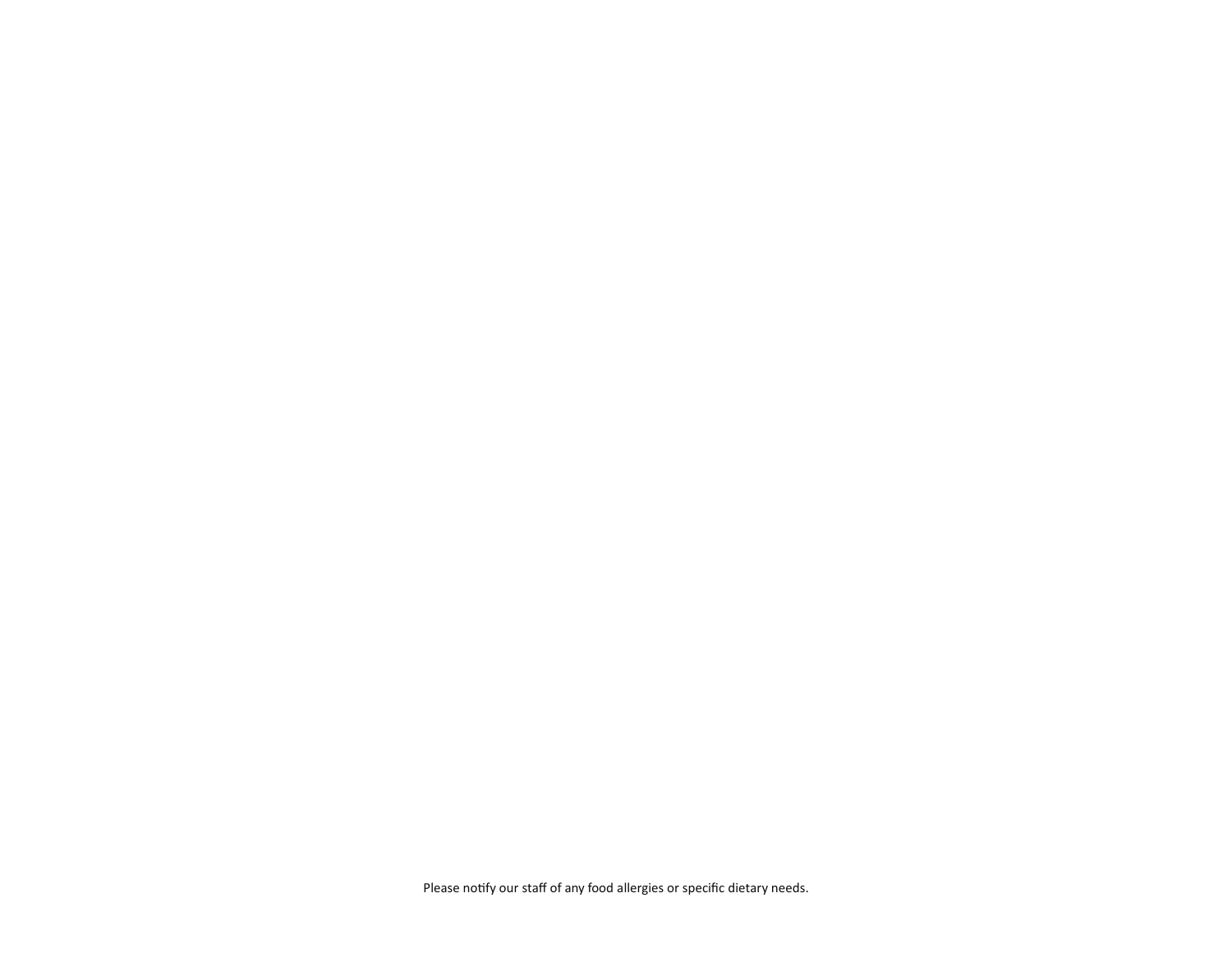Please notify our staff of any food allergies or specific dietary needs.